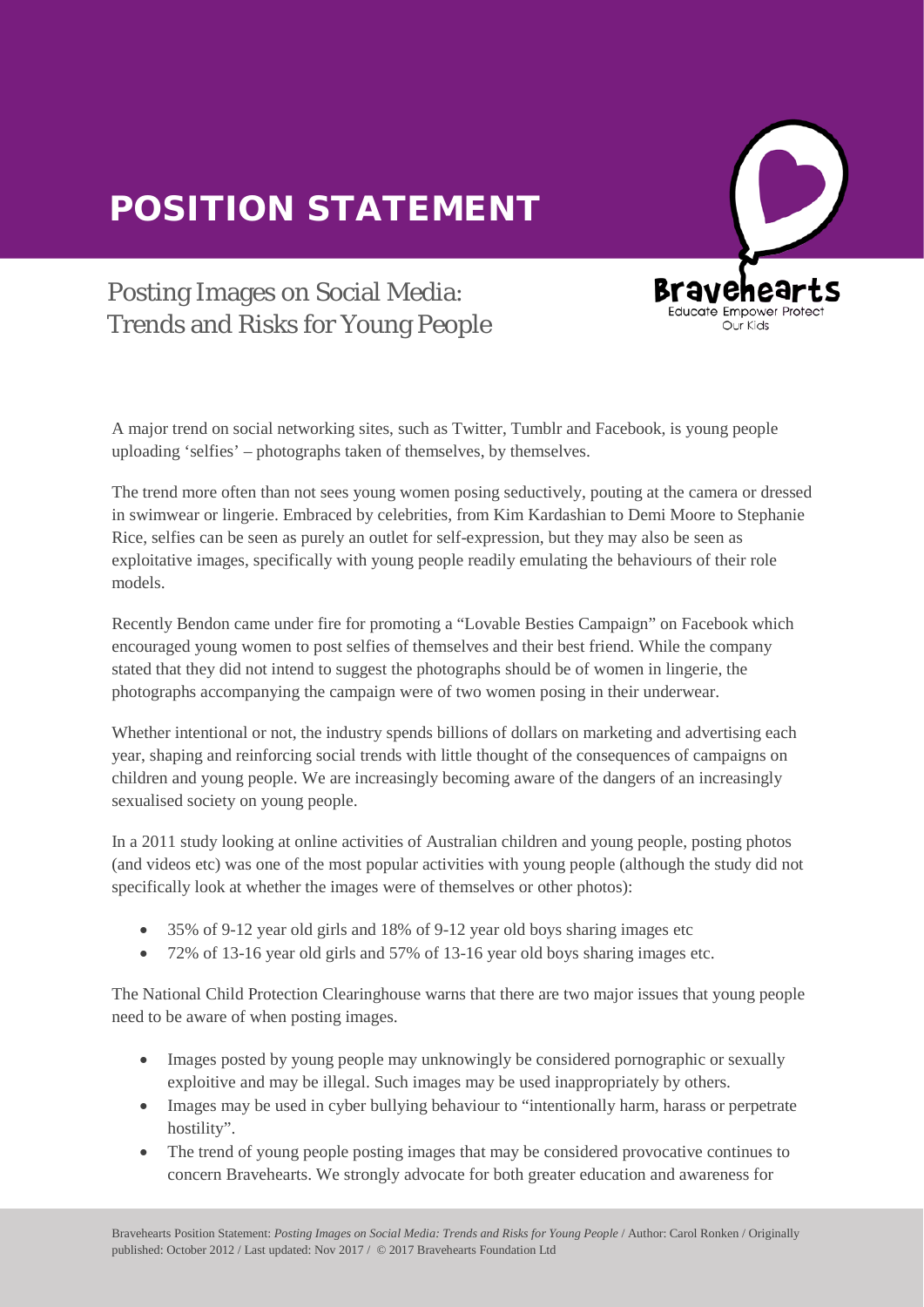# POSITION STATEMENT

## Posting Images on Social Media: Trends and Risks for Young People

A major trend on social networking sites, such as Twitter, Tumblr and Facebook, is young people uploading 'selfies' – photographs taken of themselves, by themselves.

The trend more often than not sees young women posing seductively, pouting at the camera or dressed in swimwear or lingerie. Embraced by celebrities, from Kim Kardashian to Demi Moore to Stephanie Rice, selfies can be seen as purely an outlet for self-expression, but they may also be seen as exploitative images, specifically with young people readily emulating the behaviours of their role models.

Recently Bendon came under fire for promoting a "Lovable Besties Campaign" on Facebook which encouraged young women to post selfies of themselves and their best friend. While the company stated that they did not intend to suggest the photographs should be of women in lingerie, the photographs accompanying the campaign were of two women posing in their underwear.

Whether intentional or not, the industry spends billions of dollars on marketing and advertising each year, shaping and reinforcing social trends with little thought of the consequences of campaigns on children and young people. We are increasingly becoming aware of the dangers of an increasingly sexualised society on young people.

In a 2011 study looking at online activities of Australian children and young people, posting photos (and videos etc) was one of the most popular activities with young people (although the study did not specifically look at whether the images were of themselves or other photos):

- 35% of 9-12 year old girls and 18% of 9-12 year old boys sharing images etc
- 72% of 13-16 year old girls and 57% of 13-16 year old boys sharing images etc.

The National Child Protection Clearinghouse warns that there are two major issues that young people need to be aware of when posting images.

- Images posted by young people may unknowingly be considered pornographic or sexually exploitive and may be illegal. Such images may be used inappropriately by others.
- Images may be used in cyber bullying behaviour to "intentionally harm, harass or perpetrate hostility".
- The trend of young people posting images that may be considered provocative continues to concern Bravehearts. We strongly advocate for both greater education and awareness for

Bravehearts Position Statement: *Posting Images on Social Media: Trends and Risks for Young People* / Author: Carol Ronken / Originally published: October 2012 / Last updated: Nov 2017 / © 2017 Bravehearts Foundation Ltd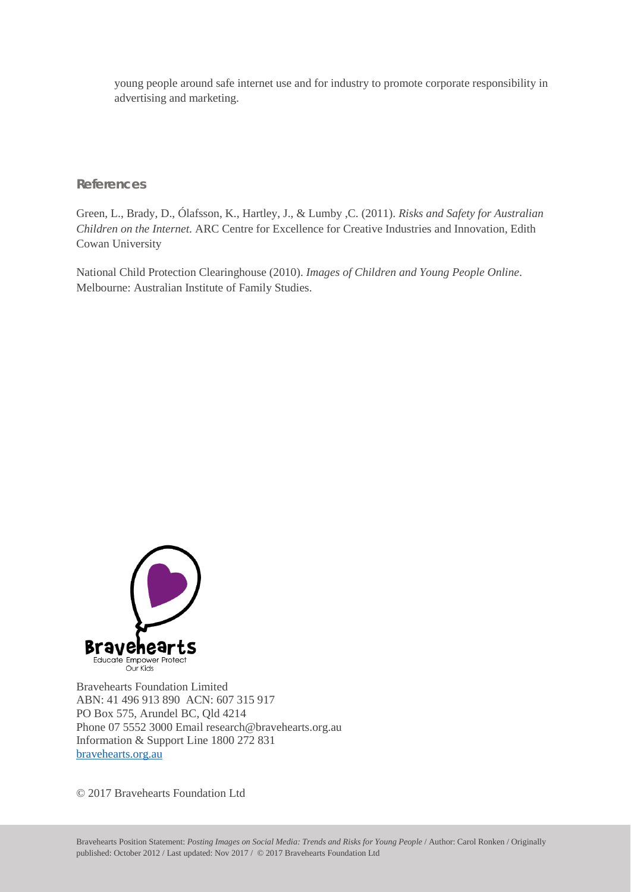young people around safe internet use and for industry to promote corporate responsibility in advertising and marketing.

## References

Green, L., Brady, D., Ólafsson, K., Hartley, J., & Lumby ,C. (2011). *Risks and Safety for Australian Children on the Internet.* ARC Centre for Excellence for Creative Industries and Innovation, Edith Cowan University

National Child Protection Clearinghouse (2010). *Images of Children and Young People Online*. Melbourne: Australian Institute of Family Studies.

Bravehearts Foundation Limited
ABN: 41 496 913 890  ACN: 607 315 917
PO Box 575, Arundel BC, Qld 4214
Phone 07 5552 3000 Email research@bravehearts.org.au
Information & Support Line 1800 272 831
[bravehearts.org.au](bravehearts.org.au)

© 2017 Bravehearts Foundation Ltd